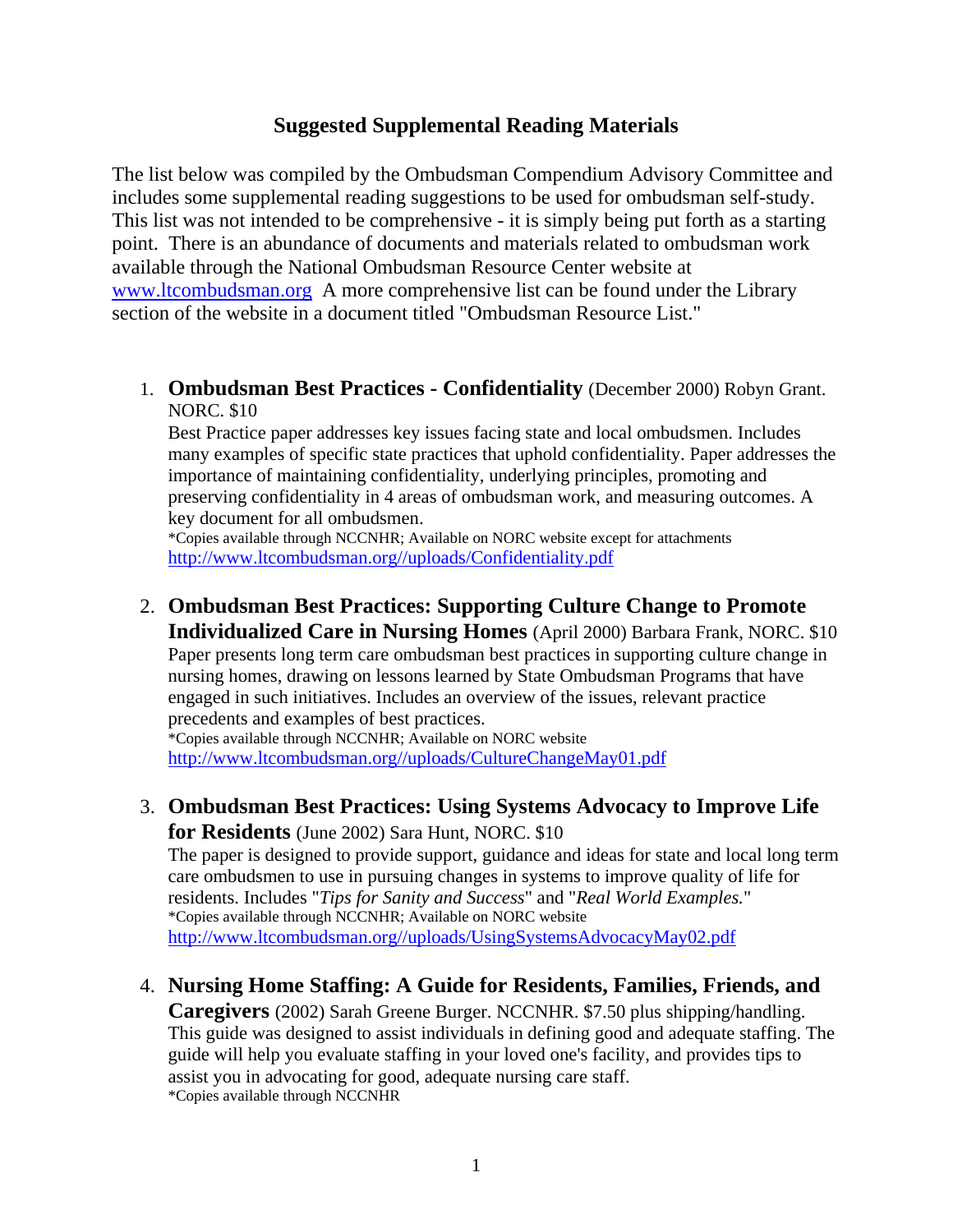# Suggested Supplemental Reading Materials

The list below was compiled by the Ombudsman Compendium Advisory Committee and includes some supplemental reading suggestions to be used for ombudsman self-study. This list was not intended to be comprehensive - it is simply being put forth as a starting point. There is an abundance of documents and materials related to ombudsman work available through the National Ombudsman Resource Center website at [www.ltcombudsman.org](http://www.ltcombudsman.org) A more comprehensive list can be found under the Library section of the website in a document titled "Ombudsman Resource List."

1. **Ombudsman Best Practices - Confidentiality** (December 2000) Robyn Grant. NORC. $10
   Best Practice paper addresses key issues facing state and local ombudsmen. Includes many examples of specific state practices that uphold confidentiality. Paper addresses the importance of maintaining confidentiality, underlying principles, promoting and preserving confidentiality in 4 areas of ombudsman work, and measuring outcomes. A key document for all ombudsmen.
   *Copies available through NCCNHR; Available on NORC website except for attachments
   [http://www.ltcombudsman.org//uploads/Confidentiality.pdf](http://www.ltcombudsman.org//uploads/Confidentiality.pdf)

2. **Ombudsman Best Practices: Supporting Culture Change to Promote Individualized Care in Nursing Homes** (April 2000) Barbara Frank, NORC. $10
   Paper presents long term care ombudsman best practices in supporting culture change in nursing homes, drawing on lessons learned by State Ombudsman Programs that have engaged in such initiatives. Includes an overview of the issues, relevant practice precedents and examples of best practices.
   *Copies available through NCCNHR; Available on NORC website
   [http://www.ltcombudsman.org//uploads/CultureChangeMay01.pdf](http://www.ltcombudsman.org//uploads/CultureChangeMay01.pdf)

3. **Ombudsman Best Practices: Using Systems Advocacy to Improve Life for Residents** (June 2002) Sara Hunt, NORC. $10
   The paper is designed to provide support, guidance and ideas for state and local long term care ombudsmen to use in pursuing changes in systems to improve quality of life for residents. Includes "*Tips for Sanity and Success*" and "*Real World Examples.*"
   *Copies available through NCCNHR; Available on NORC website
   [http://www.ltcombudsman.org//uploads/UsingSystemsAdvocacyMay02.pdf](http://www.ltcombudsman.org//uploads/UsingSystemsAdvocacyMay02.pdf)

4. **Nursing Home Staffing: A Guide for Residents, Families, Friends, and Caregivers** (2002) Sarah Greene Burger. NCCNHR. $7.50 plus shipping/handling.
   This guide was designed to assist individuals in defining good and adequate staffing. The guide will help you evaluate staffing in your loved one's facility, and provides tips to assist you in advocating for good, adequate nursing care staff.
   *Copies available through NCCNHR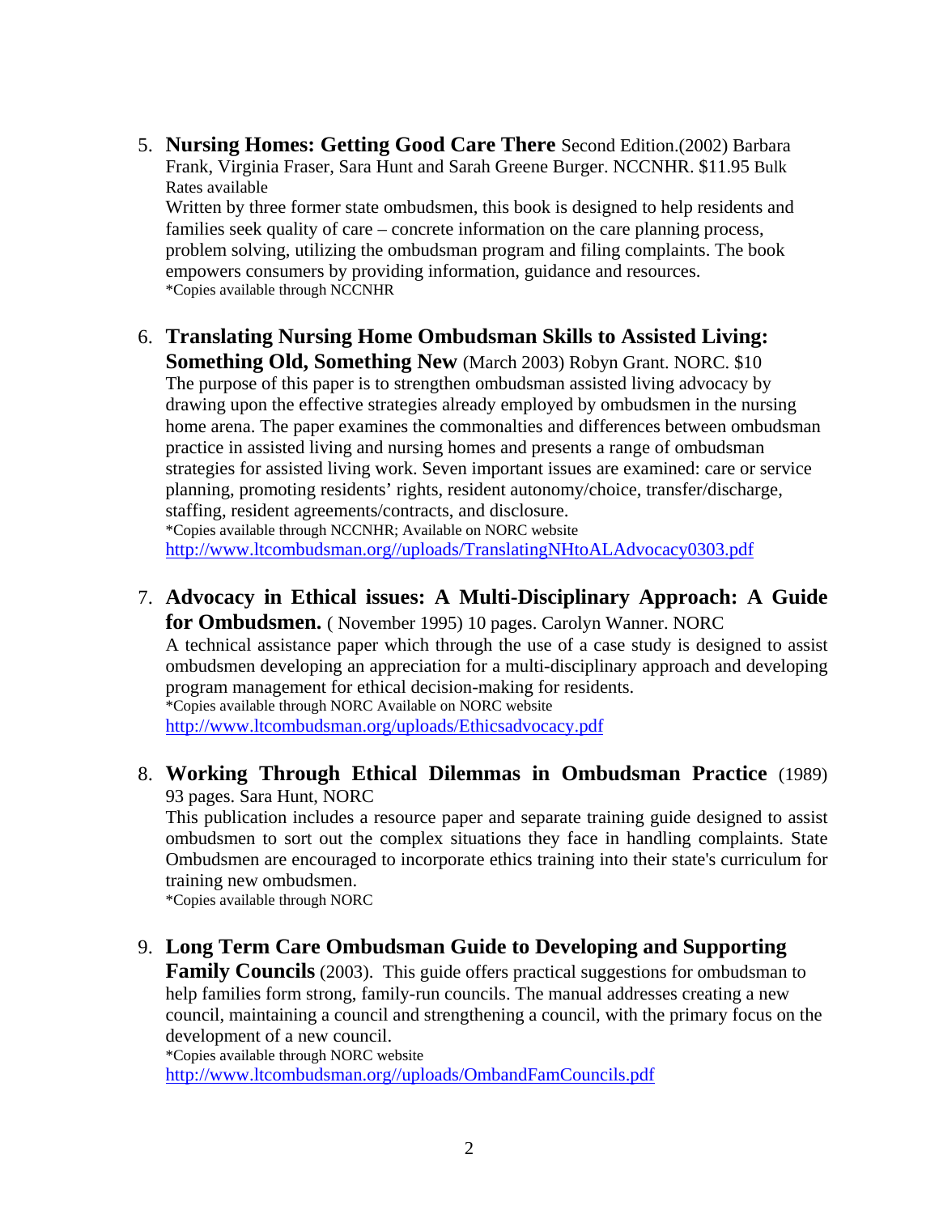5. **Nursing Homes: Getting Good Care There** Second Edition.(2002) Barbara Frank, Virginia Fraser, Sara Hunt and Sarah Greene Burger. NCCNHR. $11.95 Bulk Rates available
   Written by three former state ombudsmen, this book is designed to help residents and families seek quality of care – concrete information on the care planning process, problem solving, utilizing the ombudsman program and filing complaints. The book empowers consumers by providing information, guidance and resources.
   *Copies available through NCCNHR

6. **Translating Nursing Home Ombudsman Skills to Assisted Living: Something Old, Something New** (March 2003) Robyn Grant. NORC. $10
   The purpose of this paper is to strengthen ombudsman assisted living advocacy by drawing upon the effective strategies already employed by ombudsmen in the nursing home arena. The paper examines the commonalties and differences between ombudsman practice in assisted living and nursing homes and presents a range of ombudsman strategies for assisted living work. Seven important issues are examined: care or service planning, promoting residents' rights, resident autonomy/choice, transfer/discharge, staffing, resident agreements/contracts, and disclosure.
   *Copies available through NCCNHR; Available on NORC website
   http://www.ltcombudsman.org//uploads/TranslatingNHtoALAdvocacy0303.pdf

7. **Advocacy in Ethical issues: A Multi-Disciplinary Approach: A Guide for Ombudsmen.** ( November 1995) 10 pages. Carolyn Wanner. NORC
   A technical assistance paper which through the use of a case study is designed to assist ombudsmen developing an appreciation for a multi-disciplinary approach and developing program management for ethical decision-making for residents.
   *Copies available through NORC Available on NORC website
   http://www.ltcombudsman.org/uploads/Ethicsadvocacy.pdf

8. **Working Through Ethical Dilemmas in Ombudsman Practice** (1989) 93 pages. Sara Hunt, NORC
   This publication includes a resource paper and separate training guide designed to assist ombudsmen to sort out the complex situations they face in handling complaints. State Ombudsmen are encouraged to incorporate ethics training into their state's curriculum for training new ombudsmen.
   *Copies available through NORC

9. **Long Term Care Ombudsman Guide to Developing and Supporting Family Councils** (2003). This guide offers practical suggestions for ombudsman to help families form strong, family-run councils. The manual addresses creating a new council, maintaining a council and strengthening a council, with the primary focus on the development of a new council.
   *Copies available through NORC website
   http://www.ltcombudsman.org//uploads/OmbandFamCouncils.pdf